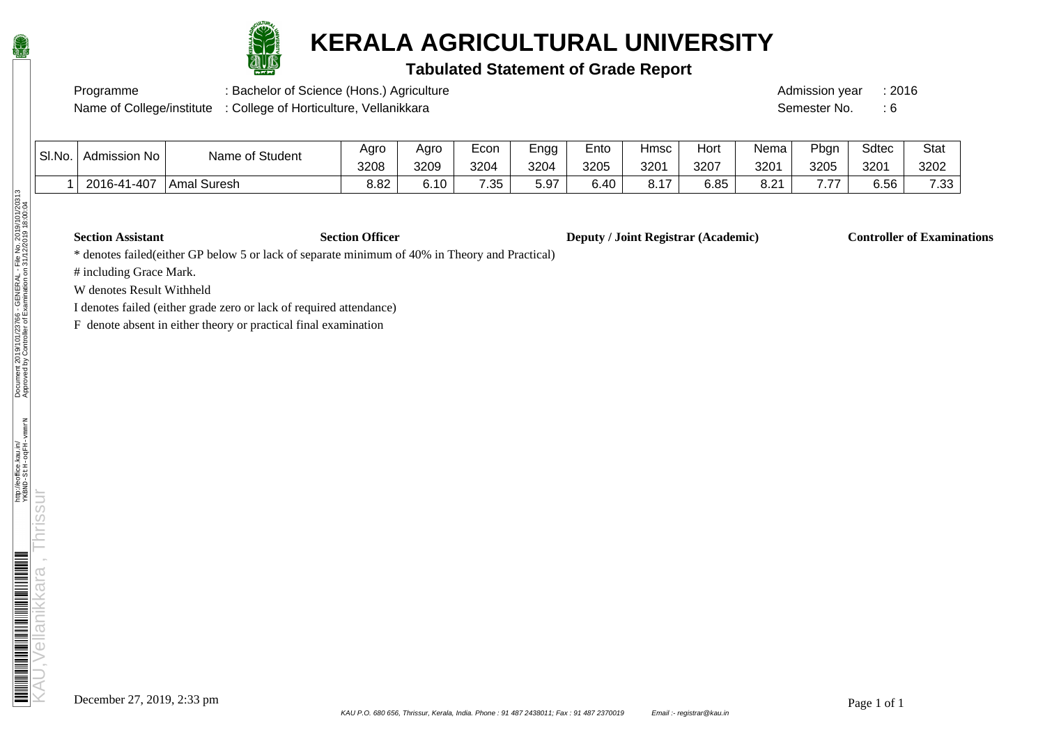# KERALA AGRICULTURAL UNIVERSITY

## Tabulated Statement of Grade Report

Programme : Bachelor of Science (Hons.) Agriculture

Name of College/institute : College of Horticulture, Vellanikkara

Admission year : 2016

Semester No. : 6

| Sl.No. | Admission No | Name of Student | Agro 3208 | Agro 3209 | Econ 3204 | Engg 3204 | Ento 3205 | Hmsc 3201 | Hort 3207 | Nema 3201 | Pbgn 3205 | Sdtec 3201 | Stat 3202 |
|---|---|---|---|---|---|---|---|---|---|---|---|---|---|
| 1 | 2016-41-407 | Amal Suresh | 8.82 | 6.10 | 7.35 | 5.97 | 6.40 | 8.17 | 6.85 | 8.21 | 7.77 | 6.56 | 7.33 |

**Section Assistant** **Section Officer** **Deputy / Joint Registrar (Academic)** **Controller of Examinations**

* denotes failed(either GP below 5 or lack of separate minimum of 40% in Theory and Practical)

# including Grace Mark.

W denotes Result Withheld

I denotes failed (either grade zero or lack of required attendance)

F denote absent in either theory or practical final examination

December 27, 2019, 2:33 pm

KAU P.O. 680 656, Thrissur, Kerala, India. Phone : 91 487 2438011; Fax : 91 487 2370019 Email :- registrar@kau.in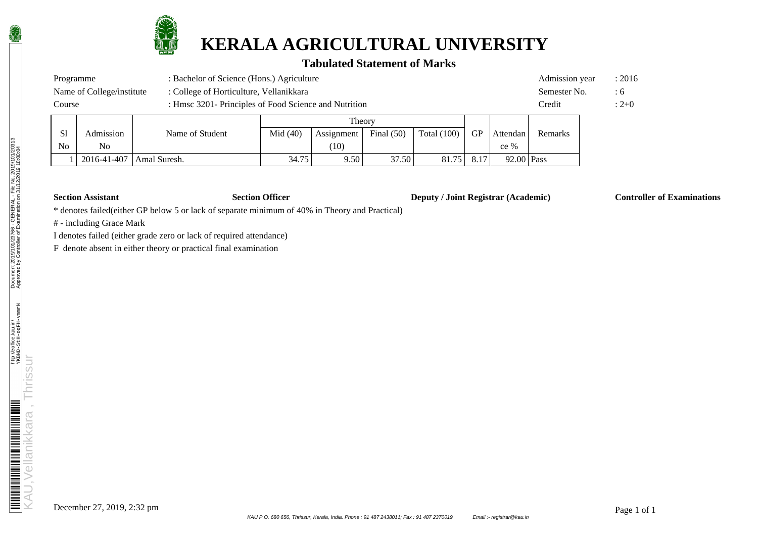# KERALA AGRICULTURAL UNIVERSITY

## Tabulated Statement of Marks

| | | | |
|---|---|---|---|
| Programme | : Bachelor of Science (Hons.) Agriculture | Admission year | : 2016 |
| Name of College/institute | : College of Horticulture, Vellanikkara | Semester No. | : 6 |
| Course | : Hmsc 3201- Principles of Food Science and Nutrition | Credit | : 2+0 |

| Sl No | Admission No | Name of Student | Theory | | | | GP | Attendance % | Remarks |
|---|---|---|---|---|---|---|---|---|---|
| | | | Mid (40) | Assignment (10) | Final (50) | Total (100) | | | |
| 1 | 2016-41-407 | Amal Suresh. | 34.75 | 9.50 | 37.50 | 81.75 | 8.17 | 92.00 | Pass |

**Section Assistant** **Section Officer** **Deputy / Joint Registrar (Academic)** **Controller of Examinations**

* denotes failed(either GP below 5 or lack of separate minimum of 40% in Theory and Practical)

# - including Grace Mark

I denotes failed (either grade zero or lack of required attendance)

F denote absent in either theory or practical final examination

December 27, 2019, 2:32 pm